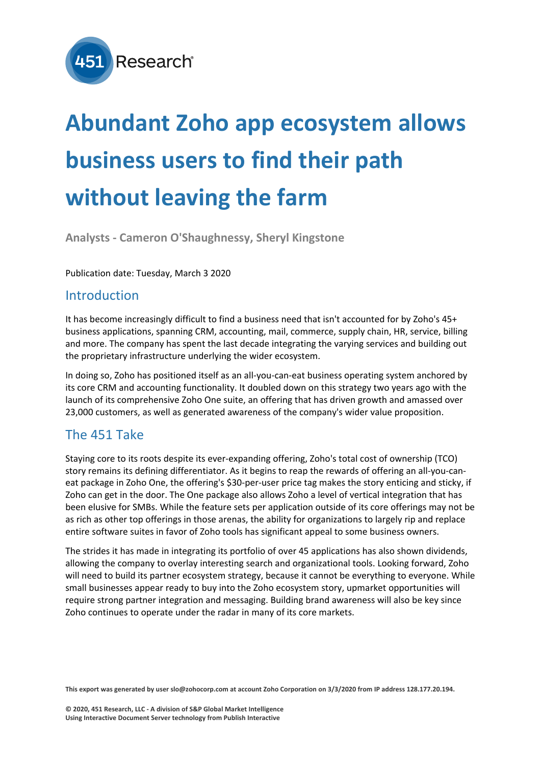# Abundant Zoho app ecosystem allows business users to find their path without leaving the farm

**Analysts - Cameron O'Shaughnessy, Sheryl Kingstone**

Publication date: Tuesday, March 3 2020

## Introduction

It has become increasingly difficult to find a business need that isn't accounted for by Zoho's 45+ business applications, spanning CRM, accounting, mail, commerce, supply chain, HR, service, billing and more. The company has spent the last decade integrating the varying services and building out the proprietary infrastructure underlying the wider ecosystem.

In doing so, Zoho has positioned itself as an all-you-can-eat business operating system anchored by its core CRM and accounting functionality. It doubled down on this strategy two years ago with the launch of its comprehensive Zoho One suite, an offering that has driven growth and amassed over 23,000 customers, as well as generated awareness of the company's wider value proposition.

## The 451 Take

Staying core to its roots despite its ever-expanding offering, Zoho's total cost of ownership (TCO) story remains its defining differentiator. As it begins to reap the rewards of offering an all-you-can-eat package in Zoho One, the offering's $30-per-user price tag makes the story enticing and sticky, if Zoho can get in the door. The One package also allows Zoho a level of vertical integration that has been elusive for SMBs. While the feature sets per application outside of its core offerings may not be as rich as other top offerings in those arenas, the ability for organizations to largely rip and replace entire software suites in favor of Zoho tools has significant appeal to some business owners.

The strides it has made in integrating its portfolio of over 45 applications has also shown dividends, allowing the company to overlay interesting search and organizational tools. Looking forward, Zoho will need to build its partner ecosystem strategy, because it cannot be everything to everyone. While small businesses appear ready to buy into the Zoho ecosystem story, upmarket opportunities will require strong partner integration and messaging. Building brand awareness will also be key since Zoho continues to operate under the radar in many of its core markets.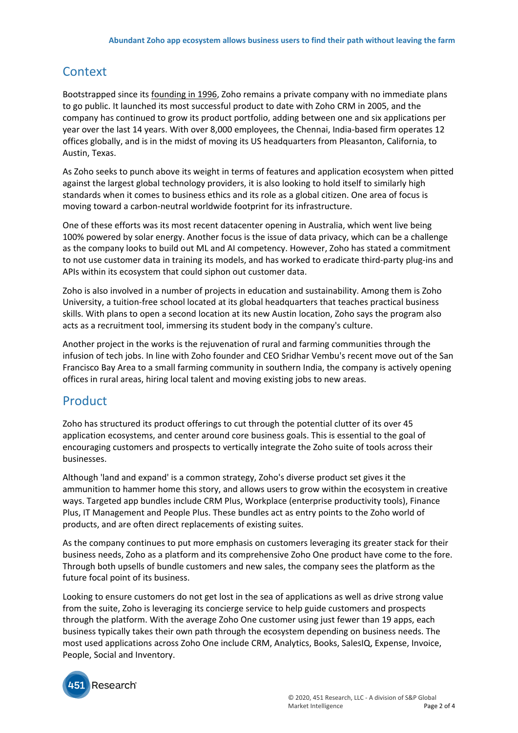## Context

Bootstrapped since its founding in 1996, Zoho remains a private company with no immediate plans to go public. It launched its most successful product to date with Zoho CRM in 2005, and the company has continued to grow its product portfolio, adding between one and six applications per year over the last 14 years. With over 8,000 employees, the Chennai, India-based firm operates 12 offices globally, and is in the midst of moving its US headquarters from Pleasanton, California, to Austin, Texas.

As Zoho seeks to punch above its weight in terms of features and application ecosystem when pitted against the largest global technology providers, it is also looking to hold itself to similarly high standards when it comes to business ethics and its role as a global citizen. One area of focus is moving toward a carbon-neutral worldwide footprint for its infrastructure.

One of these efforts was its most recent datacenter opening in Australia, which went live being 100% powered by solar energy. Another focus is the issue of data privacy, which can be a challenge as the company looks to build out ML and AI competency. However, Zoho has stated a commitment to not use customer data in training its models, and has worked to eradicate third-party plug-ins and APIs within its ecosystem that could siphon out customer data.

Zoho is also involved in a number of projects in education and sustainability. Among them is Zoho University, a tuition-free school located at its global headquarters that teaches practical business skills. With plans to open a second location at its new Austin location, Zoho says the program also acts as a recruitment tool, immersing its student body in the company's culture.

Another project in the works is the rejuvenation of rural and farming communities through the infusion of tech jobs. In line with Zoho founder and CEO Sridhar Vembu's recent move out of the San Francisco Bay Area to a small farming community in southern India, the company is actively opening offices in rural areas, hiring local talent and moving existing jobs to new areas.

## Product

Zoho has structured its product offerings to cut through the potential clutter of its over 45 application ecosystems, and center around core business goals. This is essential to the goal of encouraging customers and prospects to vertically integrate the Zoho suite of tools across their businesses.

Although 'land and expand' is a common strategy, Zoho's diverse product set gives it the ammunition to hammer home this story, and allows users to grow within the ecosystem in creative ways. Targeted app bundles include CRM Plus, Workplace (enterprise productivity tools), Finance Plus, IT Management and People Plus. These bundles act as entry points to the Zoho world of products, and are often direct replacements of existing suites.

As the company continues to put more emphasis on customers leveraging its greater stack for their business needs, Zoho as a platform and its comprehensive Zoho One product have come to the fore. Through both upsells of bundle customers and new sales, the company sees the platform as the future focal point of its business.

Looking to ensure customers do not get lost in the sea of applications as well as drive strong value from the suite, Zoho is leveraging its concierge service to help guide customers and prospects through the platform. With the average Zoho One customer using just fewer than 19 apps, each business typically takes their own path through the ecosystem depending on business needs. The most used applications across Zoho One include CRM, Analytics, Books, SalesIQ, Expense, Invoice, People, Social and Inventory.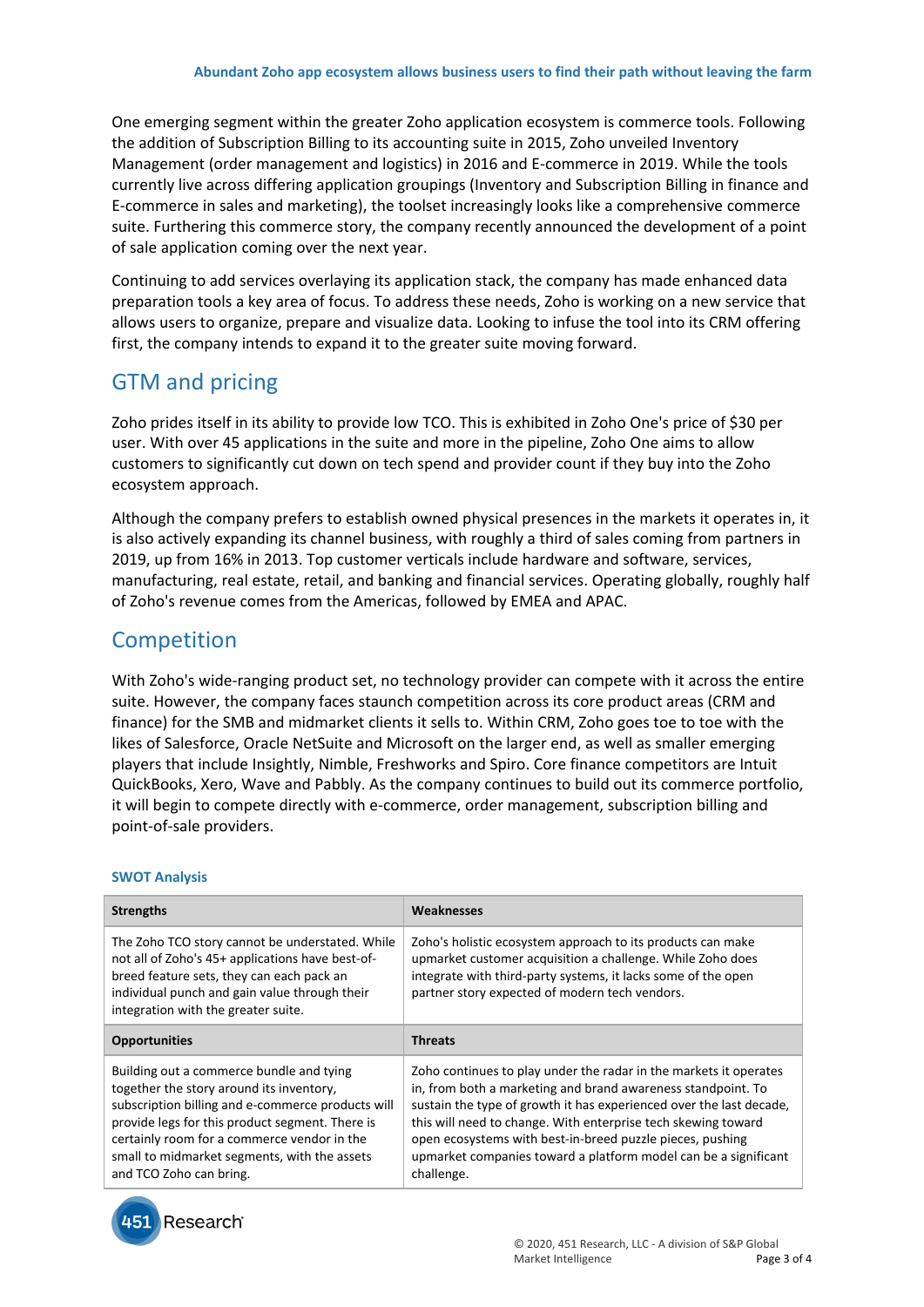One emerging segment within the greater Zoho application ecosystem is commerce tools. Following the addition of Subscription Billing to its accounting suite in 2015, Zoho unveiled Inventory Management (order management and logistics) in 2016 and E-commerce in 2019. While the tools currently live across differing application groupings (Inventory and Subscription Billing in finance and E-commerce in sales and marketing), the toolset increasingly looks like a comprehensive commerce suite. Furthering this commerce story, the company recently announced the development of a point of sale application coming over the next year.

Continuing to add services overlaying its application stack, the company has made enhanced data preparation tools a key area of focus. To address these needs, Zoho is working on a new service that allows users to organize, prepare and visualize data. Looking to infuse the tool into its CRM offering first, the company intends to expand it to the greater suite moving forward.

## GTM and pricing

Zoho prides itself in its ability to provide low TCO. This is exhibited in Zoho One's price of $30 per user. With over 45 applications in the suite and more in the pipeline, Zoho One aims to allow customers to significantly cut down on tech spend and provider count if they buy into the Zoho ecosystem approach.

Although the company prefers to establish owned physical presences in the markets it operates in, it is also actively expanding its channel business, with roughly a third of sales coming from partners in 2019, up from 16% in 2013. Top customer verticals include hardware and software, services, manufacturing, real estate, retail, and banking and financial services. Operating globally, roughly half of Zoho's revenue comes from the Americas, followed by EMEA and APAC.

## Competition

With Zoho's wide-ranging product set, no technology provider can compete with it across the entire suite. However, the company faces staunch competition across its core product areas (CRM and finance) for the SMB and midmarket clients it sells to. Within CRM, Zoho goes toe to toe with the likes of Salesforce, Oracle NetSuite and Microsoft on the larger end, as well as smaller emerging players that include Insightly, Nimble, Freshworks and Spiro. Core finance competitors are Intuit QuickBooks, Xero, Wave and Pabbly. As the company continues to build out its commerce portfolio, it will begin to compete directly with e-commerce, order management, subscription billing and point-of-sale providers.

### SWOT Analysis

| Strengths | Weaknesses |
|---|---|
| The Zoho TCO story cannot be understated. While not all of Zoho's 45+ applications have best-of-breed feature sets, they can each pack an individual punch and gain value through their integration with the greater suite. | Zoho's holistic ecosystem approach to its products can make upmarket customer acquisition a challenge. While Zoho does integrate with third-party systems, it lacks some of the open partner story expected of modern tech vendors. |
| **Opportunities** | **Threats** |
| Building out a commerce bundle and tying together the story around its inventory, subscription billing and e-commerce products will provide legs for this product segment. There is certainly room for a commerce vendor in the small to midmarket segments, with the assets and TCO Zoho can bring. | Zoho continues to play under the radar in the markets it operates in, from both a marketing and brand awareness standpoint. To sustain the type of growth it has experienced over the last decade, this will need to change. With enterprise tech skewing toward open ecosystems with best-in-breed puzzle pieces, pushing upmarket companies toward a platform model can be a significant challenge. |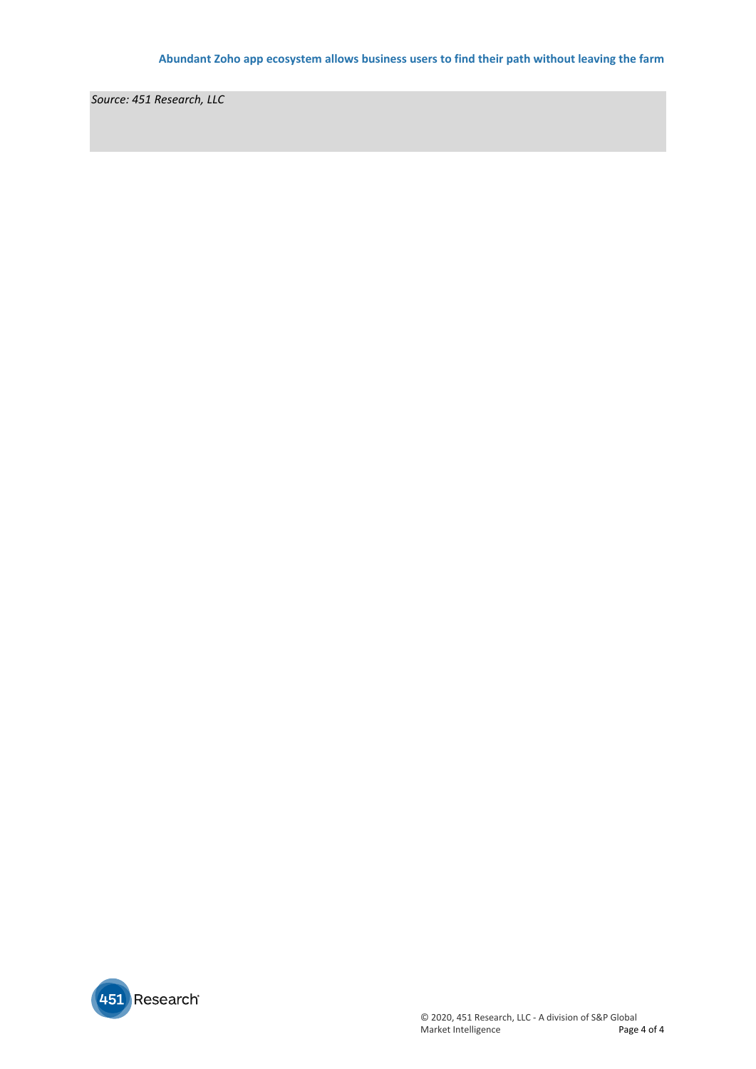*Source: 451 Research, LLC*